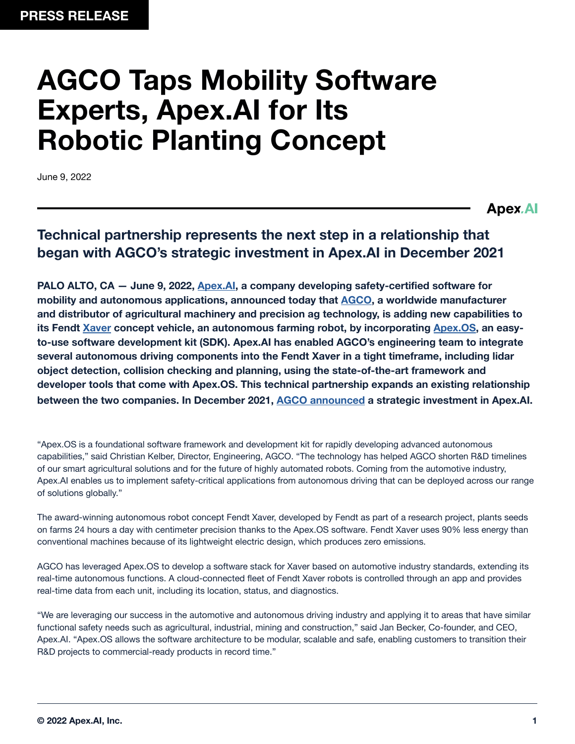PRESS RELEASE

# AGCO Taps Mobility Software Experts, Apex.AI for Its Robotic Planting Concept

June 9, 2022

Apex.AI

## Technical partnership represents the next step in a relationship that began with AGCO's strategic investment in Apex.AI in December 2021

**PALO ALTO, CA — June 9, 2022, Apex.AI, a company developing safety-certified software for mobility and autonomous applications, announced today that AGCO, a worldwide manufacturer and distributor of agricultural machinery and precision ag technology, is adding new capabilities to its Fendt Xaver concept vehicle, an autonomous farming robot, by incorporating Apex.OS, an easy-to-use software development kit (SDK). Apex.AI has enabled AGCO's engineering team to integrate several autonomous driving components into the Fendt Xaver in a tight timeframe, including lidar object detection, collision checking and planning, using the state-of-the-art framework and developer tools that come with Apex.OS. This technical partnership expands an existing relationship between the two companies. In December 2021, AGCO announced a strategic investment in Apex.AI.**

"Apex.OS is a foundational software framework and development kit for rapidly developing advanced autonomous capabilities," said Christian Kelber, Director, Engineering, AGCO. "The technology has helped AGCO shorten R&D timelines of our smart agricultural solutions and for the future of highly automated robots. Coming from the automotive industry, Apex.AI enables us to implement safety-critical applications from autonomous driving that can be deployed across our range of solutions globally."

The award-winning autonomous robot concept Fendt Xaver, developed by Fendt as part of a research project, plants seeds on farms 24 hours a day with centimeter precision thanks to the Apex.OS software. Fendt Xaver uses 90% less energy than conventional machines because of its lightweight electric design, which produces zero emissions.

AGCO has leveraged Apex.OS to develop a software stack for Xaver based on automotive industry standards, extending its real-time autonomous functions. A cloud-connected fleet of Fendt Xaver robots is controlled through an app and provides real-time data from each unit, including its location, status, and diagnostics.

"We are leveraging our success in the automotive and autonomous driving industry and applying it to areas that have similar functional safety needs such as agricultural, industrial, mining and construction," said Jan Becker, Co-founder, and CEO, Apex.AI. "Apex.OS allows the software architecture to be modular, scalable and safe, enabling customers to transition their R&D projects to commercial-ready products in record time."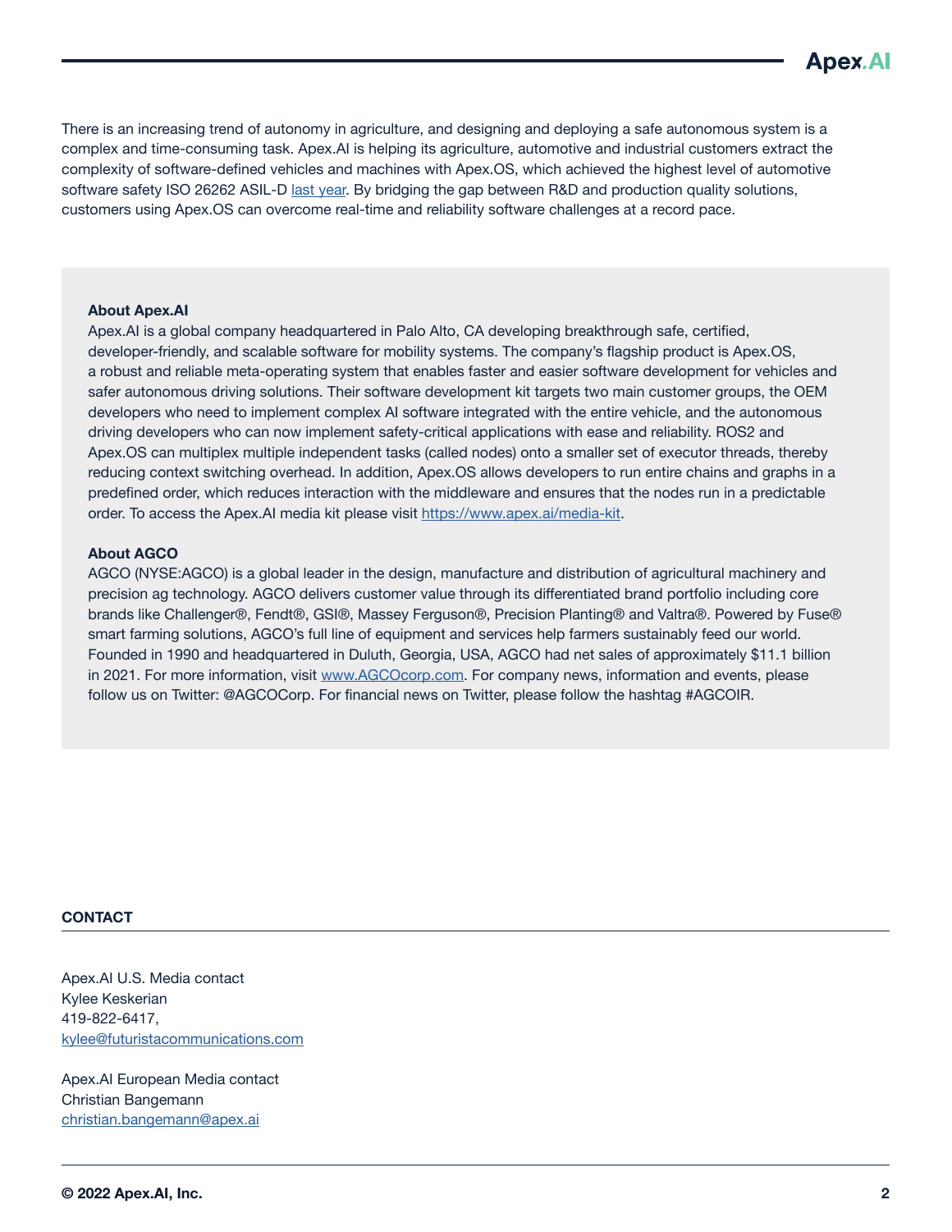There is an increasing trend of autonomy in agriculture, and designing and deploying a safe autonomous system is a complex and time-consuming task. Apex.AI is helping its agriculture, automotive and industrial customers extract the complexity of software-defined vehicles and machines with Apex.OS, which achieved the highest level of automotive software safety ISO 26262 ASIL-D [last year](). By bridging the gap between R&D and production quality solutions, customers using Apex.OS can overcome real-time and reliability software challenges at a record pace.

**About Apex.AI**
Apex.AI is a global company headquartered in Palo Alto, CA developing breakthrough safe, certified, developer-friendly, and scalable software for mobility systems. The company's flagship product is Apex.OS, a robust and reliable meta-operating system that enables faster and easier software development for vehicles and safer autonomous driving solutions. Their software development kit targets two main customer groups, the OEM developers who need to implement complex AI software integrated with the entire vehicle, and the autonomous driving developers who can now implement safety-critical applications with ease and reliability. ROS2 and Apex.OS can multiplex multiple independent tasks (called nodes) onto a smaller set of executor threads, thereby reducing context switching overhead. In addition, Apex.OS allows developers to run entire chains and graphs in a predefined order, which reduces interaction with the middleware and ensures that the nodes run in a predictable order. To access the Apex.AI media kit please visit https://www.apex.ai/media-kit.

**About AGCO**
AGCO (NYSE:AGCO) is a global leader in the design, manufacture and distribution of agricultural machinery and precision ag technology. AGCO delivers customer value through its differentiated brand portfolio including core brands like Challenger®, Fendt®, GSI®, Massey Ferguson®, Precision Planting® and Valtra®. Powered by Fuse® smart farming solutions, AGCO's full line of equipment and services help farmers sustainably feed our world. Founded in 1990 and headquartered in Duluth, Georgia, USA, AGCO had net sales of approximately $11.1 billion in 2021. For more information, visit www.AGCOcorp.com. For company news, information and events, please follow us on Twitter: @AGCOCorp. For financial news on Twitter, please follow the hashtag #AGCOIR.

**CONTACT**

Apex.AI U.S. Media contact
Kylee Keskerian
419-822-6417,
kylee@futuristacommunications.com

Apex.AI European Media contact
Christian Bangemann
christian.bangemann@apex.ai

**© 2022 Apex.AI, Inc.**